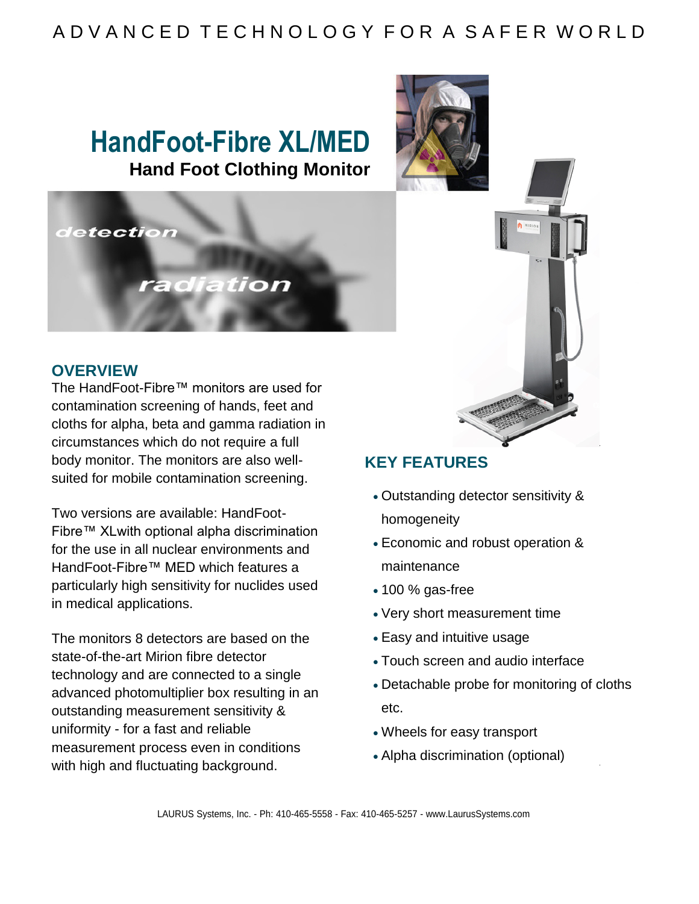ADVANCED TECHNOLOGY FOR A SAFER WORLD

# HandFoot-Fibre XL/MED

**Hand Foot Clothing Monitor**

detection

radiation

## OVERVIEW

The HandFoot-Fibre™ monitors are used for contamination screening of hands, feet and cloths for alpha, beta and gamma radiation in circumstances which do not require a full body monitor. The monitors are also well-suited for mobile contamination screening.

Two versions are available: HandFoot-Fibre™ XLwith optional alpha discrimination for the use in all nuclear environments and HandFoot-Fibre™ MED which features a particularly high sensitivity for nuclides used in medical applications.

The monitors 8 detectors are based on the state-of-the-art Mirion fibre detector technology and are connected to a single advanced photomultiplier box resulting in an outstanding measurement sensitivity & uniformity - for a fast and reliable measurement process even in conditions with high and fluctuating background.

## KEY FEATURES

- Outstanding detector sensitivity & homogeneity
- Economic and robust operation & maintenance
- 100 % gas-free
- Very short measurement time
- Easy and intuitive usage
- Touch screen and audio interface
- Detachable probe for monitoring of cloths etc.
- Wheels for easy transport
- Alpha discrimination (optional)

LAURUS Systems, Inc. - Ph: 410-465-5558 - Fax: 410-465-5257 - www.LaurusSystems.com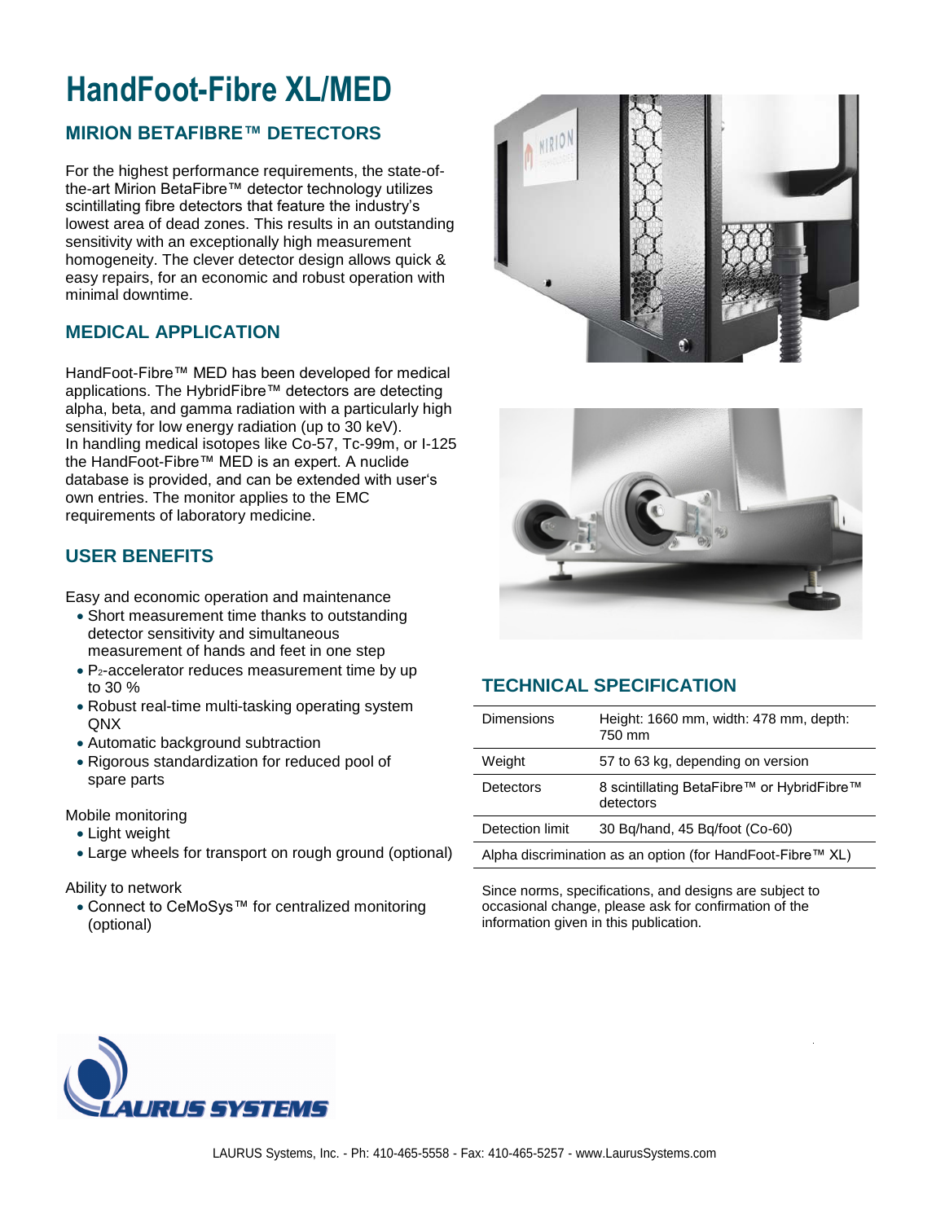# HandFoot-Fibre XL/MED

## MIRION BETAFIBRE™ DETECTORS

For the highest performance requirements, the state-of-the-art Mirion BetaFibre™ detector technology utilizes scintillating fibre detectors that feature the industry's lowest area of dead zones. This results in an outstanding sensitivity with an exceptionally high measurement homogeneity. The clever detector design allows quick & easy repairs, for an economic and robust operation with minimal downtime.

## MEDICAL APPLICATION

HandFoot-Fibre™ MED has been developed for medical applications. The HybridFibre™ detectors are detecting alpha, beta, and gamma radiation with a particularly high sensitivity for low energy radiation (up to 30 keV). In handling medical isotopes like Co-57, Tc-99m, or I-125 the HandFoot-Fibre™ MED is an expert. A nuclide database is provided, and can be extended with user's own entries. The monitor applies to the EMC requirements of laboratory medicine.

## USER BENEFITS

Easy and economic operation and maintenance

- Short measurement time thanks to outstanding detector sensitivity and simultaneous measurement of hands and feet in one step
- $P_2$-accelerator reduces measurement time by up to 30 %
- Robust real-time multi-tasking operating system QNX
- Automatic background subtraction
- Rigorous standardization for reduced pool of spare parts

Mobile monitoring

- Light weight
- Large wheels for transport on rough ground (optional)

Ability to network

- Connect to CeMoSys™ for centralized monitoring (optional)

## TECHNICAL SPECIFICATION

| | |
|---|---|
| Dimensions | Height: 1660 mm, width: 478 mm, depth: 750 mm |
| Weight | 57 to 63 kg, depending on version |
| Detectors | 8 scintillating BetaFibre™ or HybridFibre™ detectors |
| Detection limit | 30 Bq/hand, 45 Bq/foot (Co-60) |
| Alpha discrimination as an option (for HandFoot-Fibre™ XL) | |

Since norms, specifications, and designs are subject to occasional change, please ask for confirmation of the information given in this publication.

LAURUS SYSTEMS

LAURUS Systems, Inc. - Ph: 410-465-5558 - Fax: 410-465-5257 - www.LaurusSystems.com